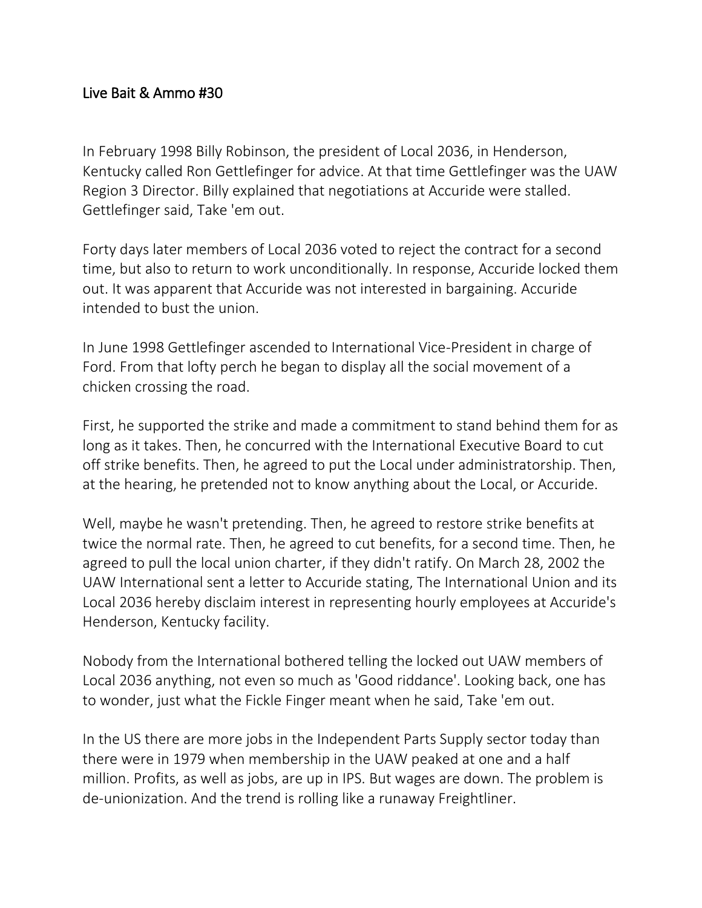# Live Bait & Ammo #30

In February 1998 Billy Robinson, the president of Local 2036, in Henderson, Kentucky called Ron Gettlefinger for advice. At that time Gettlefinger was the UAW Region 3 Director. Billy explained that negotiations at Accuride were stalled. Gettlefinger said, Take 'em out.

Forty days later members of Local 2036 voted to reject the contract for a second time, but also to return to work unconditionally. In response, Accuride locked them out. It was apparent that Accuride was not interested in bargaining. Accuride intended to bust the union.

In June 1998 Gettlefinger ascended to International Vice-President in charge of Ford. From that lofty perch he began to display all the social movement of a chicken crossing the road.

First, he supported the strike and made a commitment to stand behind them for as long as it takes. Then, he concurred with the International Executive Board to cut off strike benefits. Then, he agreed to put the Local under administratorship. Then, at the hearing, he pretended not to know anything about the Local, or Accuride.

Well, maybe he wasn't pretending. Then, he agreed to restore strike benefits at twice the normal rate. Then, he agreed to cut benefits, for a second time. Then, he agreed to pull the local union charter, if they didn't ratify. On March 28, 2002 the UAW International sent a letter to Accuride stating, The International Union and its Local 2036 hereby disclaim interest in representing hourly employees at Accuride's Henderson, Kentucky facility.

Nobody from the International bothered telling the locked out UAW members of Local 2036 anything, not even so much as 'Good riddance'. Looking back, one has to wonder, just what the Fickle Finger meant when he said, Take 'em out.

In the US there are more jobs in the Independent Parts Supply sector today than there were in 1979 when membership in the UAW peaked at one and a half million. Profits, as well as jobs, are up in IPS. But wages are down. The problem is de-unionization. And the trend is rolling like a runaway Freightliner.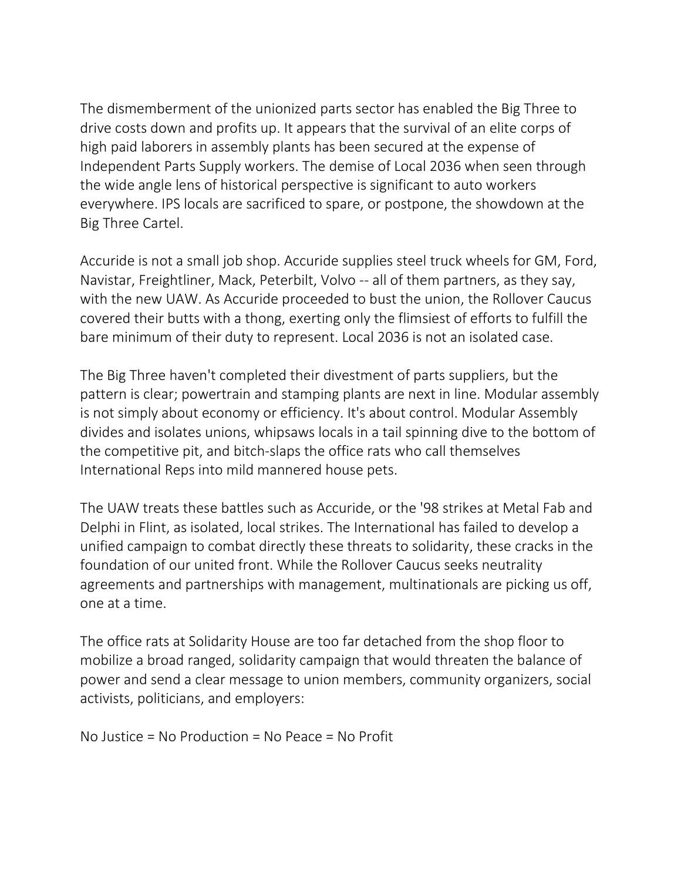The dismemberment of the unionized parts sector has enabled the Big Three to drive costs down and profits up. It appears that the survival of an elite corps of high paid laborers in assembly plants has been secured at the expense of Independent Parts Supply workers. The demise of Local 2036 when seen through the wide angle lens of historical perspective is significant to auto workers everywhere. IPS locals are sacrificed to spare, or postpone, the showdown at the Big Three Cartel.

Accuride is not a small job shop. Accuride supplies steel truck wheels for GM, Ford, Navistar, Freightliner, Mack, Peterbilt, Volvo -- all of them partners, as they say, with the new UAW. As Accuride proceeded to bust the union, the Rollover Caucus covered their butts with a thong, exerting only the flimsiest of efforts to fulfill the bare minimum of their duty to represent. Local 2036 is not an isolated case.

The Big Three haven't completed their divestment of parts suppliers, but the pattern is clear; powertrain and stamping plants are next in line. Modular assembly is not simply about economy or efficiency. It's about control. Modular Assembly divides and isolates unions, whipsaws locals in a tail spinning dive to the bottom of the competitive pit, and bitch-slaps the office rats who call themselves International Reps into mild mannered house pets.

The UAW treats these battles such as Accuride, or the '98 strikes at Metal Fab and Delphi in Flint, as isolated, local strikes. The International has failed to develop a unified campaign to combat directly these threats to solidarity, these cracks in the foundation of our united front. While the Rollover Caucus seeks neutrality agreements and partnerships with management, multinationals are picking us off, one at a time.

The office rats at Solidarity House are too far detached from the shop floor to mobilize a broad ranged, solidarity campaign that would threaten the balance of power and send a clear message to union members, community organizers, social activists, politicians, and employers:

No Justice = No Production = No Peace = No Profit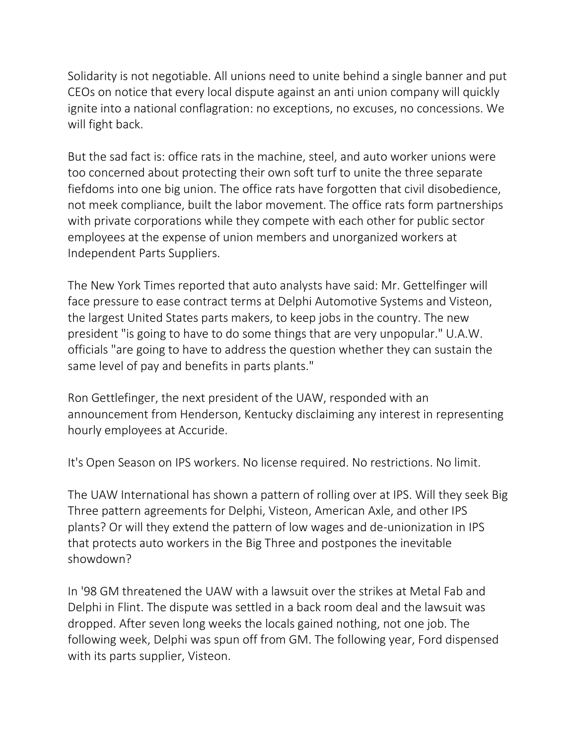Solidarity is not negotiable. All unions need to unite behind a single banner and put CEOs on notice that every local dispute against an anti union company will quickly ignite into a national conflagration: no exceptions, no excuses, no concessions. We will fight back.

But the sad fact is: office rats in the machine, steel, and auto worker unions were too concerned about protecting their own soft turf to unite the three separate fiefdoms into one big union. The office rats have forgotten that civil disobedience, not meek compliance, built the labor movement. The office rats form partnerships with private corporations while they compete with each other for public sector employees at the expense of union members and unorganized workers at Independent Parts Suppliers.

The New York Times reported that auto analysts have said: Mr. Gettelfinger will face pressure to ease contract terms at Delphi Automotive Systems and Visteon, the largest United States parts makers, to keep jobs in the country. The new president "is going to have to do some things that are very unpopular." U.A.W. officials "are going to have to address the question whether they can sustain the same level of pay and benefits in parts plants."

Ron Gettlefinger, the next president of the UAW, responded with an announcement from Henderson, Kentucky disclaiming any interest in representing hourly employees at Accuride.

It's Open Season on IPS workers. No license required. No restrictions. No limit.

The UAW International has shown a pattern of rolling over at IPS. Will they seek Big Three pattern agreements for Delphi, Visteon, American Axle, and other IPS plants? Or will they extend the pattern of low wages and de-unionization in IPS that protects auto workers in the Big Three and postpones the inevitable showdown?

In '98 GM threatened the UAW with a lawsuit over the strikes at Metal Fab and Delphi in Flint. The dispute was settled in a back room deal and the lawsuit was dropped. After seven long weeks the locals gained nothing, not one job. The following week, Delphi was spun off from GM. The following year, Ford dispensed with its parts supplier, Visteon.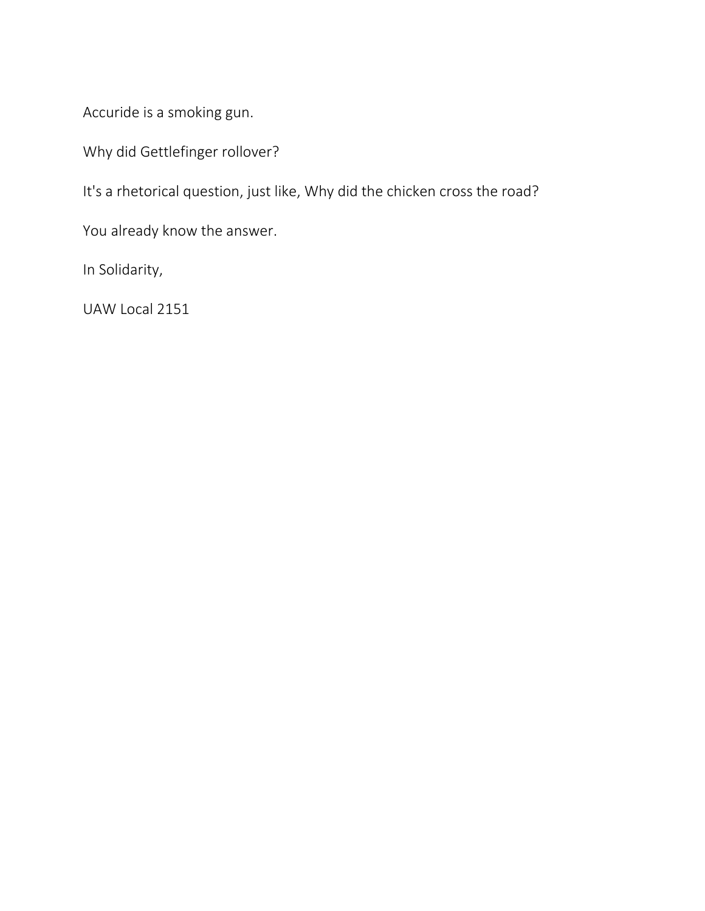Accuride is a smoking gun.

Why did Gettlefinger rollover?

It's a rhetorical question, just like, Why did the chicken cross the road?

You already know the answer.

In Solidarity,

UAW Local 2151